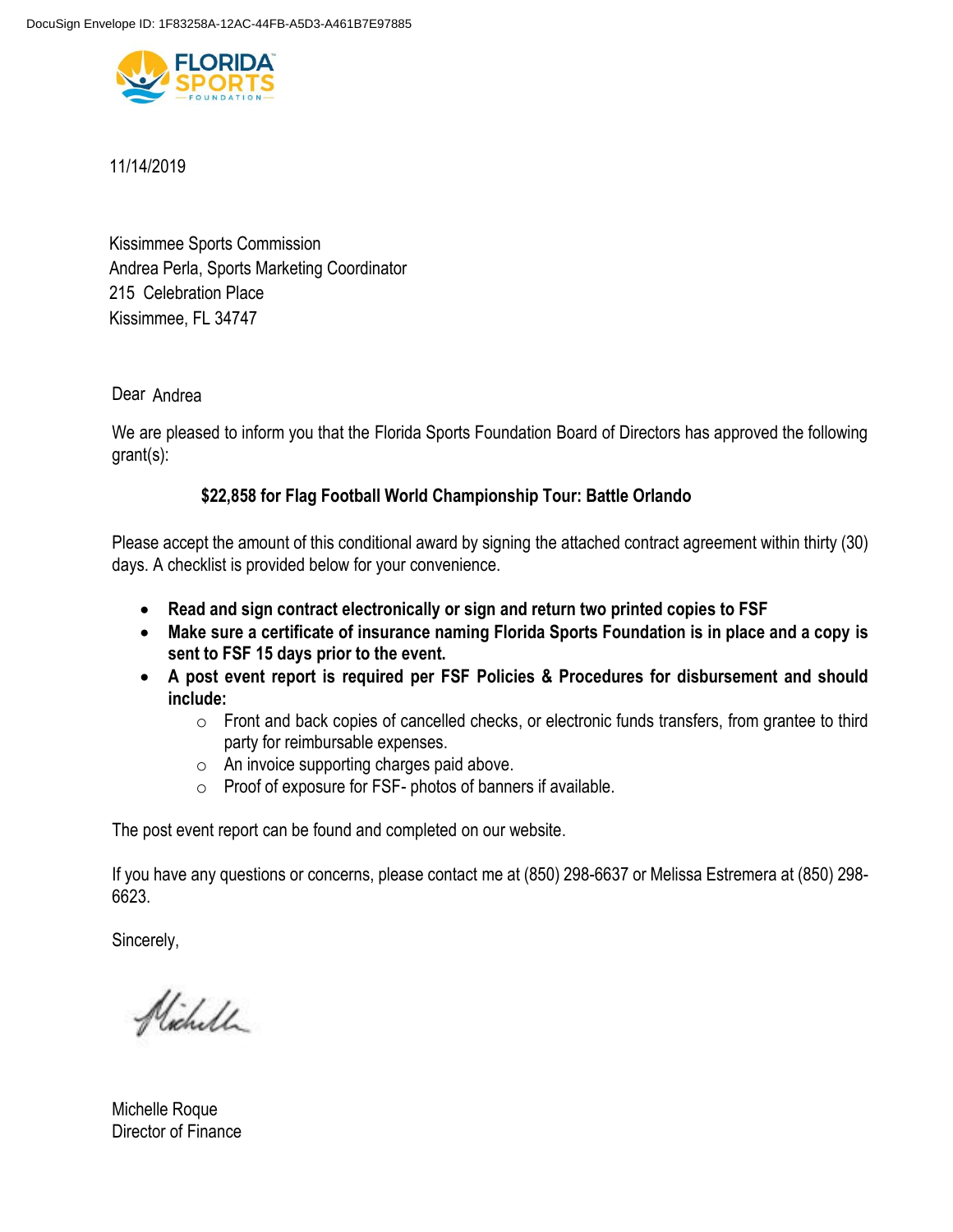DocuSign Envelope ID: 1F83258A-12AC-44FB-A5D3-A461B7E97885

FLORIDA SPORTS FOUNDATION

11/14/2019

Kissimmee Sports Commission
Andrea Perla, Sports Marketing Coordinator
215 Celebration Place
Kissimmee, FL 34747

Dear Andrea

We are pleased to inform you that the Florida Sports Foundation Board of Directors has approved the following grant(s):

**$22,858 for Flag Football World Championship Tour: Battle Orlando**

Please accept the amount of this conditional award by signing the attached contract agreement within thirty (30) days. A checklist is provided below for your convenience.

- **Read and sign contract electronically or sign and return two printed copies to FSF**
- **Make sure a certificate of insurance naming Florida Sports Foundation is in place and a copy is sent to FSF 15 days prior to the event.**
- **A post event report is required per FSF Policies & Procedures for disbursement and should include:**
  - Front and back copies of cancelled checks, or electronic funds transfers, from grantee to third party for reimbursable expenses.
  - An invoice supporting charges paid above.
  - Proof of exposure for FSF- photos of banners if available.

The post event report can be found and completed on our website.

If you have any questions or concerns, please contact me at (850) 298-6637 or Melissa Estremera at (850) 298-6623.

Sincerely,

Michelle

Michelle Roque
Director of Finance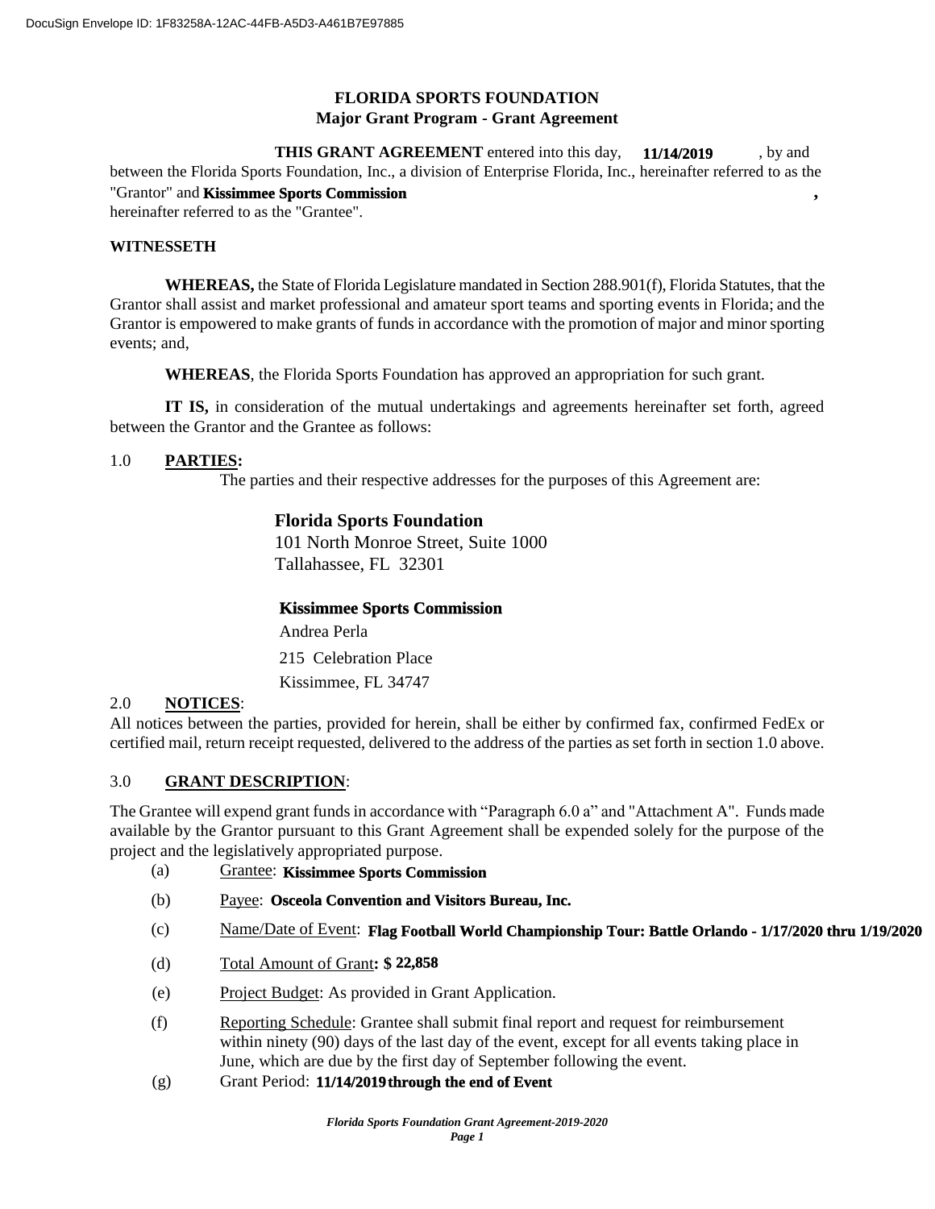DocuSign Envelope ID: 1F83258A-12AC-44FB-A5D3-A461B7E97885

# FLORIDA SPORTS FOUNDATION
## Major Grant Program - Grant Agreement

**THIS GRANT AGREEMENT** entered into this day, **11/14/2019**, by and between the Florida Sports Foundation, Inc., a division of Enterprise Florida, Inc., hereinafter referred to as the "Grantor" and **Kissimmee Sports Commission**, hereinafter referred to as the "Grantee".

**WITNESSETH**

**WHEREAS,** the State of Florida Legislature mandated in Section 288.901(f), Florida Statutes, that the Grantor shall assist and market professional and amateur sport teams and sporting events in Florida; and the Grantor is empowered to make grants of funds in accordance with the promotion of major and minor sporting events; and,

**WHEREAS**, the Florida Sports Foundation has approved an appropriation for such grant.

**IT IS,** in consideration of the mutual undertakings and agreements hereinafter set forth, agreed between the Grantor and the Grantee as follows:

1.0 **PARTIES:**

The parties and their respective addresses for the purposes of this Agreement are:

**Florida Sports Foundation**
101 North Monroe Street, Suite 1000
Tallahassee, FL 32301

**Kissimmee Sports Commission**
Andrea Perla
215 Celebration Place
Kissimmee, FL 34747

2.0 **NOTICES**:

All notices between the parties, provided for herein, shall be either by confirmed fax, confirmed FedEx or certified mail, return receipt requested, delivered to the address of the parties as set forth in section 1.0 above.

3.0 **GRANT DESCRIPTION**:

The Grantee will expend grant funds in accordance with "Paragraph 6.0 a" and "Attachment A". Funds made available by the Grantor pursuant to this Grant Agreement shall be expended solely for the purpose of the project and the legislatively appropriated purpose.

(a) Grantee: **Kissimmee Sports Commission**

(b) Payee: **Osceola Convention and Visitors Bureau, Inc.**

(c) Name/Date of Event: **Flag Football World Championship Tour: Battle Orlando - 1/17/2020 thru 1/19/2020**

(d) Total Amount of Grant**: $ 22,858**

(e) Project Budget: As provided in Grant Application.

(f) Reporting Schedule: Grantee shall submit final report and request for reimbursement within ninety (90) days of the last day of the event, except for all events taking place in June, which are due by the first day of September following the event.

(g) Grant Period: **11/14/2019 through the end of Event**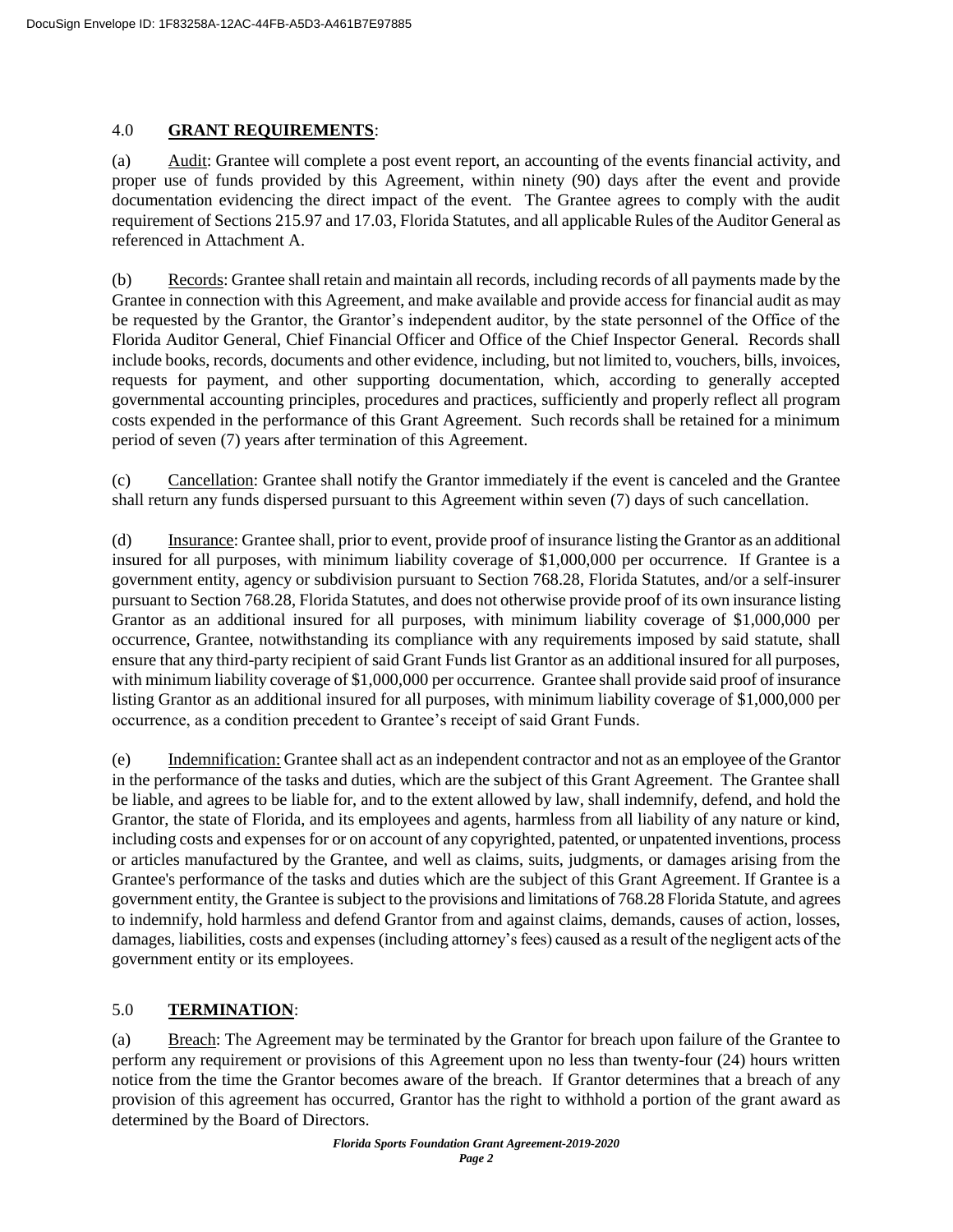## 4.0 **GRANT REQUIREMENTS**:

(a) Audit: Grantee will complete a post event report, an accounting of the events financial activity, and proper use of funds provided by this Agreement, within ninety (90) days after the event and provide documentation evidencing the direct impact of the event. The Grantee agrees to comply with the audit requirement of Sections 215.97 and 17.03, Florida Statutes, and all applicable Rules of the Auditor General as referenced in Attachment A.

(b) Records: Grantee shall retain and maintain all records, including records of all payments made by the Grantee in connection with this Agreement, and make available and provide access for financial audit as may be requested by the Grantor, the Grantor's independent auditor, by the state personnel of the Office of the Florida Auditor General, Chief Financial Officer and Office of the Chief Inspector General. Records shall include books, records, documents and other evidence, including, but not limited to, vouchers, bills, invoices, requests for payment, and other supporting documentation, which, according to generally accepted governmental accounting principles, procedures and practices, sufficiently and properly reflect all program costs expended in the performance of this Grant Agreement. Such records shall be retained for a minimum period of seven (7) years after termination of this Agreement.

(c) Cancellation: Grantee shall notify the Grantor immediately if the event is canceled and the Grantee shall return any funds dispersed pursuant to this Agreement within seven (7) days of such cancellation.

(d) Insurance: Grantee shall, prior to event, provide proof of insurance listing the Grantor as an additional insured for all purposes, with minimum liability coverage of $1,000,000 per occurrence. If Grantee is a government entity, agency or subdivision pursuant to Section 768.28, Florida Statutes, and/or a self-insurer pursuant to Section 768.28, Florida Statutes, and does not otherwise provide proof of its own insurance listing Grantor as an additional insured for all purposes, with minimum liability coverage of $1,000,000 per occurrence, Grantee, notwithstanding its compliance with any requirements imposed by said statute, shall ensure that any third-party recipient of said Grant Funds list Grantor as an additional insured for all purposes, with minimum liability coverage of $1,000,000 per occurrence. Grantee shall provide said proof of insurance listing Grantor as an additional insured for all purposes, with minimum liability coverage of $1,000,000 per occurrence, as a condition precedent to Grantee's receipt of said Grant Funds.

(e) Indemnification: Grantee shall act as an independent contractor and not as an employee of the Grantor in the performance of the tasks and duties, which are the subject of this Grant Agreement. The Grantee shall be liable, and agrees to be liable for, and to the extent allowed by law, shall indemnify, defend, and hold the Grantor, the state of Florida, and its employees and agents, harmless from all liability of any nature or kind, including costs and expenses for or on account of any copyrighted, patented, or unpatented inventions, process or articles manufactured by the Grantee, and well as claims, suits, judgments, or damages arising from the Grantee's performance of the tasks and duties which are the subject of this Grant Agreement. If Grantee is a government entity, the Grantee is subject to the provisions and limitations of 768.28 Florida Statute, and agrees to indemnify, hold harmless and defend Grantor from and against claims, demands, causes of action, losses, damages, liabilities, costs and expenses (including attorney's fees) caused as a result of the negligent acts of the government entity or its employees.

## 5.0 **TERMINATION**:

(a) Breach: The Agreement may be terminated by the Grantor for breach upon failure of the Grantee to perform any requirement or provisions of this Agreement upon no less than twenty-four (24) hours written notice from the time the Grantor becomes aware of the breach. If Grantor determines that a breach of any provision of this agreement has occurred, Grantor has the right to withhold a portion of the grant award as determined by the Board of Directors.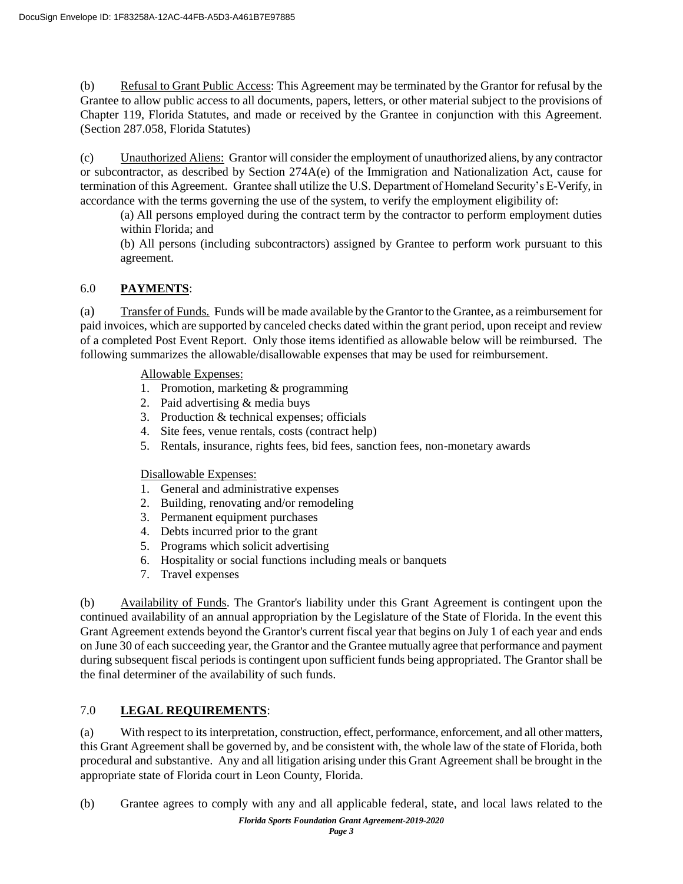(b) Refusal to Grant Public Access: This Agreement may be terminated by the Grantor for refusal by the Grantee to allow public access to all documents, papers, letters, or other material subject to the provisions of Chapter 119, Florida Statutes, and made or received by the Grantee in conjunction with this Agreement. (Section 287.058, Florida Statutes)

(c) Unauthorized Aliens: Grantor will consider the employment of unauthorized aliens, by any contractor or subcontractor, as described by Section 274A(e) of the Immigration and Nationalization Act, cause for termination of this Agreement. Grantee shall utilize the U.S. Department of Homeland Security's E-Verify, in accordance with the terms governing the use of the system, to verify the employment eligibility of:

(a) All persons employed during the contract term by the contractor to perform employment duties within Florida; and

(b) All persons (including subcontractors) assigned by Grantee to perform work pursuant to this agreement.

## 6.0 **PAYMENTS**:

(a) Transfer of Funds. Funds will be made available by the Grantor to the Grantee, as a reimbursement for paid invoices, which are supported by canceled checks dated within the grant period, upon receipt and review of a completed Post Event Report. Only those items identified as allowable below will be reimbursed. The following summarizes the allowable/disallowable expenses that may be used for reimbursement.

Allowable Expenses:

1. Promotion, marketing & programming
2. Paid advertising & media buys
3. Production & technical expenses; officials
4. Site fees, venue rentals, costs (contract help)
5. Rentals, insurance, rights fees, bid fees, sanction fees, non-monetary awards

Disallowable Expenses:

1. General and administrative expenses
2. Building, renovating and/or remodeling
3. Permanent equipment purchases
4. Debts incurred prior to the grant
5. Programs which solicit advertising
6. Hospitality or social functions including meals or banquets
7. Travel expenses

(b) Availability of Funds. The Grantor's liability under this Grant Agreement is contingent upon the continued availability of an annual appropriation by the Legislature of the State of Florida. In the event this Grant Agreement extends beyond the Grantor's current fiscal year that begins on July 1 of each year and ends on June 30 of each succeeding year, the Grantor and the Grantee mutually agree that performance and payment during subsequent fiscal periods is contingent upon sufficient funds being appropriated. The Grantor shall be the final determiner of the availability of such funds.

## 7.0 **LEGAL REQUIREMENTS**:

(a) With respect to its interpretation, construction, effect, performance, enforcement, and all other matters, this Grant Agreement shall be governed by, and be consistent with, the whole law of the state of Florida, both procedural and substantive. Any and all litigation arising under this Grant Agreement shall be brought in the appropriate state of Florida court in Leon County, Florida.

(b) Grantee agrees to comply with any and all applicable federal, state, and local laws related to the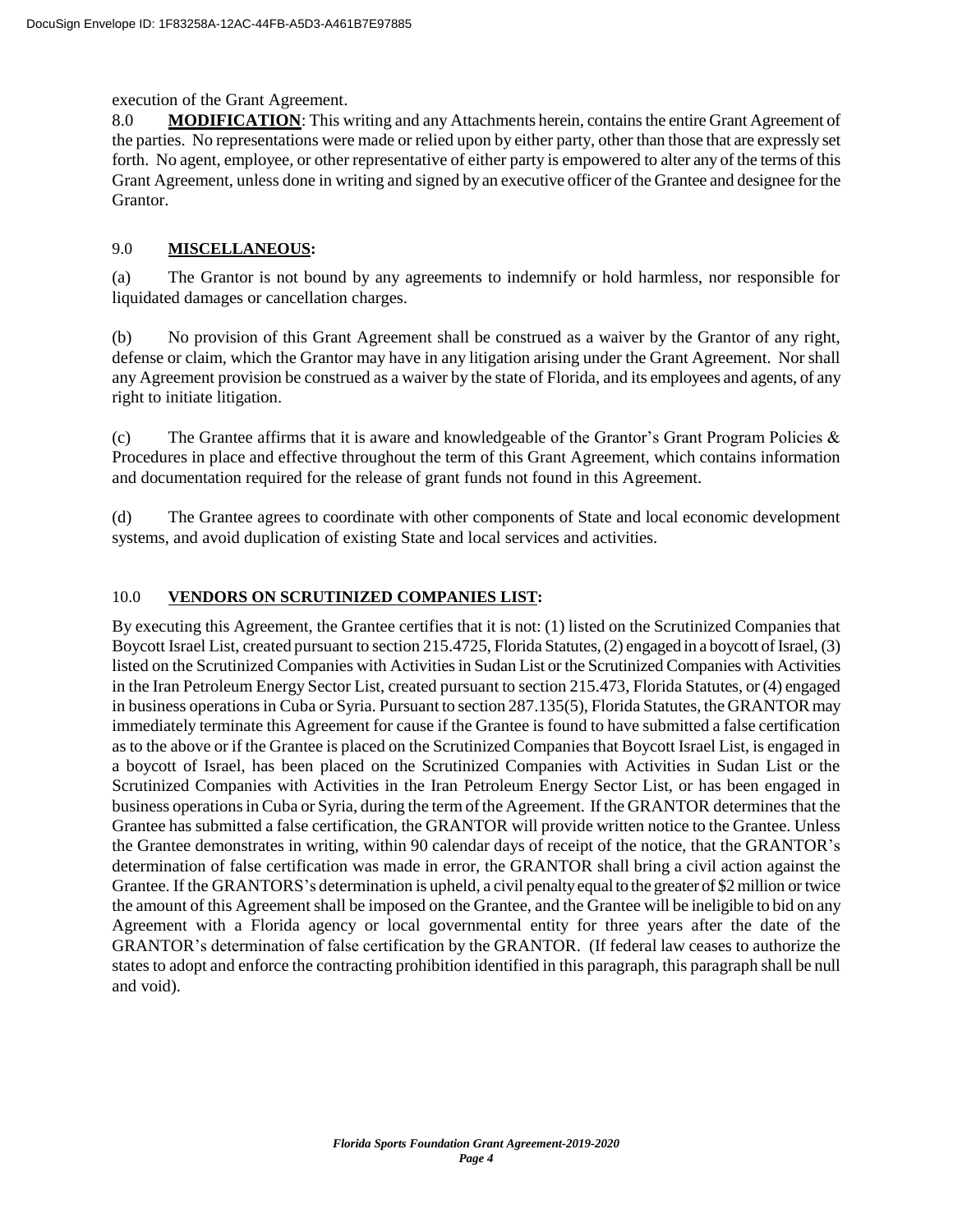execution of the Grant Agreement.

8.0 **MODIFICATION**: This writing and any Attachments herein, contains the entire Grant Agreement of the parties. No representations were made or relied upon by either party, other than those that are expressly set forth. No agent, employee, or other representative of either party is empowered to alter any of the terms of this Grant Agreement, unless done in writing and signed by an executive officer of the Grantee and designee for the Grantor.

## 9.0 MISCELLANEOUS:

(a) The Grantor is not bound by any agreements to indemnify or hold harmless, nor responsible for liquidated damages or cancellation charges.

(b) No provision of this Grant Agreement shall be construed as a waiver by the Grantor of any right, defense or claim, which the Grantor may have in any litigation arising under the Grant Agreement. Nor shall any Agreement provision be construed as a waiver by the state of Florida, and its employees and agents, of any right to initiate litigation.

(c) The Grantee affirms that it is aware and knowledgeable of the Grantor's Grant Program Policies & Procedures in place and effective throughout the term of this Grant Agreement, which contains information and documentation required for the release of grant funds not found in this Agreement.

(d) The Grantee agrees to coordinate with other components of State and local economic development systems, and avoid duplication of existing State and local services and activities.

## 10.0 VENDORS ON SCRUTINIZED COMPANIES LIST:

By executing this Agreement, the Grantee certifies that it is not: (1) listed on the Scrutinized Companies that Boycott Israel List, created pursuant to section 215.4725, Florida Statutes, (2) engaged in a boycott of Israel, (3) listed on the Scrutinized Companies with Activities in Sudan List or the Scrutinized Companies with Activities in the Iran Petroleum Energy Sector List, created pursuant to section 215.473, Florida Statutes, or (4) engaged in business operations in Cuba or Syria. Pursuant to section 287.135(5), Florida Statutes, the GRANTOR may immediately terminate this Agreement for cause if the Grantee is found to have submitted a false certification as to the above or if the Grantee is placed on the Scrutinized Companies that Boycott Israel List, is engaged in a boycott of Israel, has been placed on the Scrutinized Companies with Activities in Sudan List or the Scrutinized Companies with Activities in the Iran Petroleum Energy Sector List, or has been engaged in business operations in Cuba or Syria, during the term of the Agreement. If the GRANTOR determines that the Grantee has submitted a false certification, the GRANTOR will provide written notice to the Grantee. Unless the Grantee demonstrates in writing, within 90 calendar days of receipt of the notice, that the GRANTOR's determination of false certification was made in error, the GRANTOR shall bring a civil action against the Grantee. If the GRANTORS's determination is upheld, a civil penalty equal to the greater of $2 million or twice the amount of this Agreement shall be imposed on the Grantee, and the Grantee will be ineligible to bid on any Agreement with a Florida agency or local governmental entity for three years after the date of the GRANTOR's determination of false certification by the GRANTOR. (If federal law ceases to authorize the states to adopt and enforce the contracting prohibition identified in this paragraph, this paragraph shall be null and void).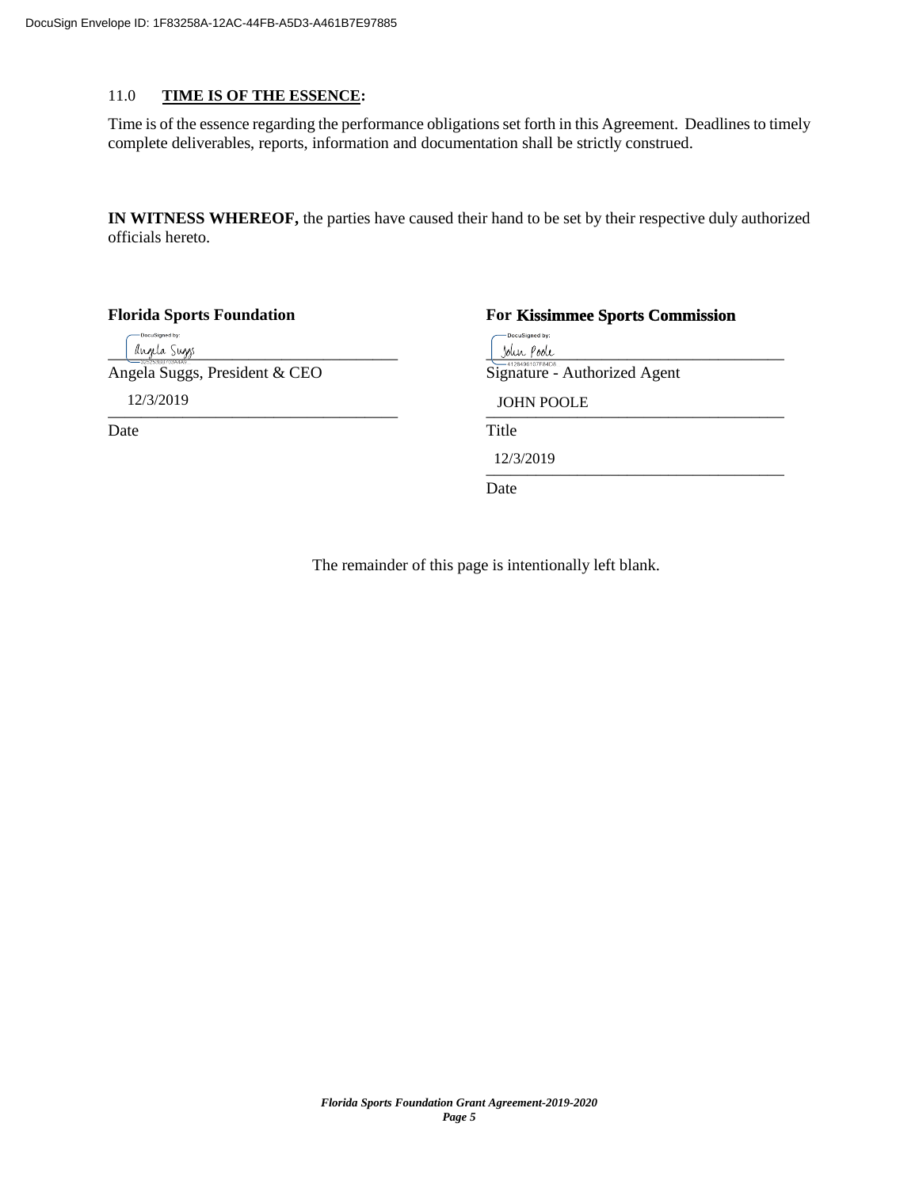11.0 **TIME IS OF THE ESSENCE:**

Time is of the essence regarding the performance obligations set forth in this Agreement. Deadlines to timely complete deliverables, reports, information and documentation shall be strictly construed.

**IN WITNESS WHEREOF,** the parties have caused their hand to be set by their respective duly authorized officials hereto.

| **Florida Sports Foundation** | **For Kissimmee Sports Commission** |
|---|---|
| Angela Suggs | John Poole |
| Angela Suggs, President & CEO | Signature - Authorized Agent |
| 12/3/2019 | JOHN POOLE |
| Date | Title |
| | 12/3/2019 |
| | Date |

The remainder of this page is intentionally left blank.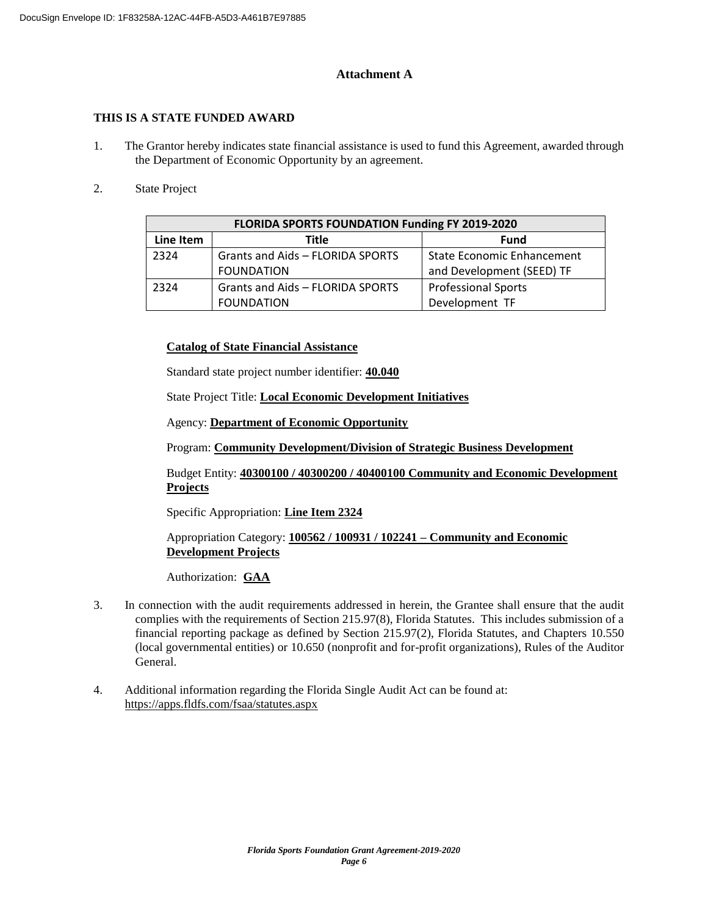# Attachment A

**THIS IS A STATE FUNDED AWARD**

1. The Grantor hereby indicates state financial assistance is used to fund this Agreement, awarded through the Department of Economic Opportunity by an agreement.

2. State Project

| FLORIDA SPORTS FOUNDATION Funding FY 2019-2020 | | |
|---|---|---|
| **Line Item** | **Title** | **Fund** |
| 2324 | Grants and Aids – FLORIDA SPORTS FOUNDATION | State Economic Enhancement and Development (SEED) TF |
| 2324 | Grants and Aids – FLORIDA SPORTS FOUNDATION | Professional Sports Development TF |

**Catalog of State Financial Assistance**

Standard state project number identifier: **40.040**

State Project Title: **Local Economic Development Initiatives**

Agency: **Department of Economic Opportunity**

Program: **Community Development/Division of Strategic Business Development**

Budget Entity: **40300100 / 40300200 / 40400100 Community and Economic Development Projects**

Specific Appropriation: **Line Item 2324**

Appropriation Category: **100562 / 100931 / 102241 – Community and Economic Development Projects**

Authorization: **GAA**

3. In connection with the audit requirements addressed in herein, the Grantee shall ensure that the audit complies with the requirements of Section 215.97(8), Florida Statutes. This includes submission of a financial reporting package as defined by Section 215.97(2), Florida Statutes, and Chapters 10.550 (local governmental entities) or 10.650 (nonprofit and for-profit organizations), Rules of the Auditor General.

4. Additional information regarding the Florida Single Audit Act can be found at: https://apps.fldfs.com/fsaa/statutes.aspx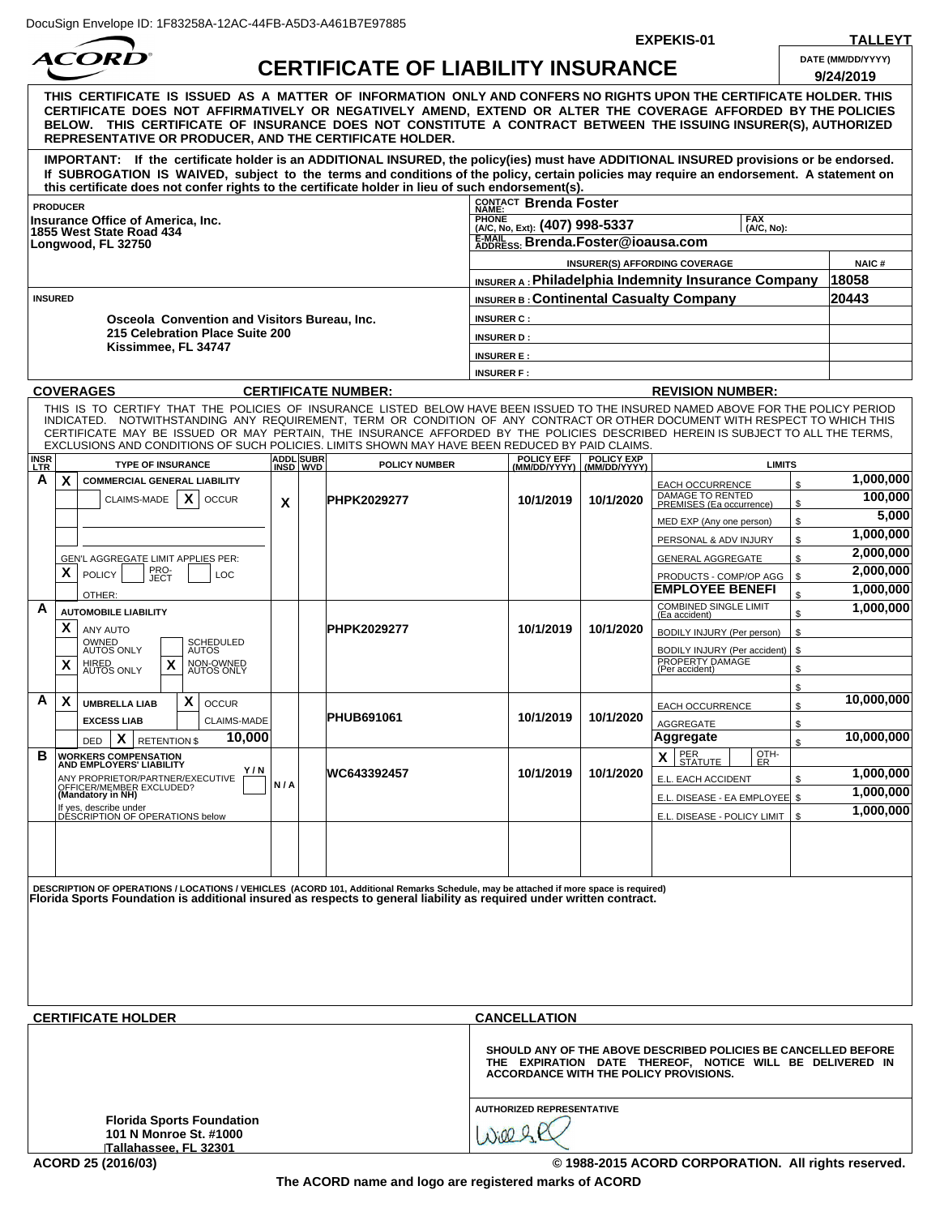DocuSign Envelope ID: 1F83258A-12AC-44FB-A5D3-A461B7E97885

EXPEKIS-01 TALLEYT

ACORD

# CERTIFICATE OF LIABILITY INSURANCE

DATE (MM/DD/YYYY) 9/24/2019

**THIS CERTIFICATE IS ISSUED AS A MATTER OF INFORMATION ONLY AND CONFERS NO RIGHTS UPON THE CERTIFICATE HOLDER. THIS CERTIFICATE DOES NOT AFFIRMATIVELY OR NEGATIVELY AMEND, EXTEND OR ALTER THE COVERAGE AFFORDED BY THE POLICIES BELOW. THIS CERTIFICATE OF INSURANCE DOES NOT CONSTITUTE A CONTRACT BETWEEN THE ISSUING INSURER(S), AUTHORIZED REPRESENTATIVE OR PRODUCER, AND THE CERTIFICATE HOLDER.**

**IMPORTANT: If the certificate holder is an ADDITIONAL INSURED, the policy(ies) must have ADDITIONAL INSURED provisions or be endorsed. If SUBROGATION IS WAIVED, subject to the terms and conditions of the policy, certain policies may require an endorsement. A statement on this certificate does not confer rights to the certificate holder in lieu of such endorsement(s).**

**PRODUCER**
Insurance Office of America, Inc.
1855 West State Road 434
Longwood, FL 32750

CONTACT NAME: Brenda Foster
PHONE (A/C, No, Ext): (407) 998-5337
FAX (A/C, No):
E-MAIL ADDRESS: Brenda.Foster@ioausa.com

| INSURER(S) AFFORDING COVERAGE | NAIC # |
|---|---|
| INSURER A : Philadelphia Indemnity Insurance Company | 18058 |
| INSURER B : Continental Casualty Company | 20443 |
| INSURER C : | |
| INSURER D : | |
| INSURER E : | |
| INSURER F : | |

**INSURED**
Osceola Convention and Visitors Bureau, Inc.
215 Celebration Place Suite 200
Kissimmee, FL 34747

**COVERAGES** CERTIFICATE NUMBER: REVISION NUMBER:

THIS IS TO CERTIFY THAT THE POLICIES OF INSURANCE LISTED BELOW HAVE BEEN ISSUED TO THE INSURED NAMED ABOVE FOR THE POLICY PERIOD INDICATED. NOTWITHSTANDING ANY REQUIREMENT, TERM OR CONDITION OF ANY CONTRACT OR OTHER DOCUMENT WITH RESPECT TO WHICH THIS CERTIFICATE MAY BE ISSUED OR MAY PERTAIN, THE INSURANCE AFFORDED BY THE POLICIES DESCRIBED HEREIN IS SUBJECT TO ALL THE TERMS, EXCLUSIONS AND CONDITIONS OF SUCH POLICIES. LIMITS SHOWN MAY HAVE BEEN REDUCED BY PAID CLAIMS.

| INSR LTR | TYPE OF INSURANCE | ADDL INSD | SUBR WVD | POLICY NUMBER | POLICY EFF (MM/DD/YYYY) | POLICY EXP (MM/DD/YYYY) | LIMITS | |
|---|---|---|---|---|---|---|---|---|
| A | X COMMERCIAL GENERAL LIABILITY; CLAIMS-MADE / X OCCUR; GEN'L AGGREGATE LIMIT APPLIES PER: X POLICY / PRO-JECT / LOC; OTHER: | X | | PHPK2029277 | 10/1/2019 | 10/1/2020 | EACH OCCURRENCE | $ 1,000,000 |
| | | | | | | | DAMAGE TO RENTED PREMISES (Ea occurrence) | $ 100,000 |
| | | | | | | | MED EXP (Any one person) | $ 5,000 |
| | | | | | | | PERSONAL & ADV INJURY | $ 1,000,000 |
| | | | | | | | GENERAL AGGREGATE | $ 2,000,000 |
| | | | | | | | PRODUCTS - COMP/OP AGG | $ 2,000,000 |
| | | | | | | | EMPLOYEE BENEFI | $ 1,000,000 |
| A | AUTOMOBILE LIABILITY; X ANY AUTO; OWNED AUTOS ONLY; SCHEDULED AUTOS; X HIRED AUTOS ONLY; X NON-OWNED AUTOS ONLY | | | PHPK2029277 | 10/1/2019 | 10/1/2020 | COMBINED SINGLE LIMIT (Ea accident) | $ 1,000,000 |
| | | | | | | | BODILY INJURY (Per person) | $ |
| | | | | | | | BODILY INJURY (Per accident) | $ |
| | | | | | | | PROPERTY DAMAGE (Per accident) | $ |
| | | | | | | | | $ |
| A | X UMBRELLA LIAB / X OCCUR; EXCESS LIAB / CLAIMS-MADE; DED X RETENTION $ 10,000 | | | PHUB691061 | 10/1/2019 | 10/1/2020 | EACH OCCURRENCE | $ 10,000,000 |
| | | | | | | | AGGREGATE | $ |
| | | | | | | | Aggregate | $ 10,000,000 |
| B | WORKERS COMPENSATION AND EMPLOYERS' LIABILITY; ANY PROPRIETOR/PARTNER/EXECUTIVE OFFICER/MEMBER EXCLUDED? (Mandatory in NH) Y/N; If yes, describe under DESCRIPTION OF OPERATIONS below | N/A | | WC643392457 | 10/1/2019 | 10/1/2020 | X PER STATUTE / OTH-ER | |
| | | | | | | | E.L. EACH ACCIDENT | $ 1,000,000 |
| | | | | | | | E.L. DISEASE - EA EMPLOYEE | $ 1,000,000 |
| | | | | | | | E.L. DISEASE - POLICY LIMIT | $ 1,000,000 |

**DESCRIPTION OF OPERATIONS / LOCATIONS / VEHICLES** (ACORD 101, Additional Remarks Schedule, may be attached if more space is required)
Florida Sports Foundation is additional insured as respects to general liability as required under written contract.

**CERTIFICATE HOLDER**

Florida Sports Foundation
101 N Monroe St. #1000
Tallahassee, FL 32301

**CANCELLATION**

**SHOULD ANY OF THE ABOVE DESCRIBED POLICIES BE CANCELLED BEFORE THE EXPIRATION DATE THEREOF, NOTICE WILL BE DELIVERED IN ACCORDANCE WITH THE POLICY PROVISIONS.**

AUTHORIZED REPRESENTATIVE

ACORD 25 (2016/03) © 1988-2015 ACORD CORPORATION. All rights reserved.

The ACORD name and logo are registered marks of ACORD